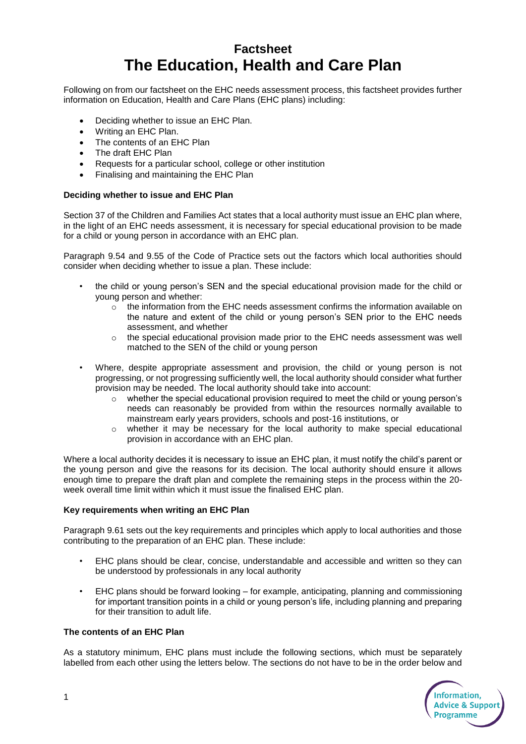# Factsheet
# The Education, Health and Care Plan

Following on from our factsheet on the EHC needs assessment process, this factsheet provides further information on Education, Health and Care Plans (EHC plans) including:

- Deciding whether to issue an EHC Plan.
- Writing an EHC Plan.
- The contents of an EHC Plan
- The draft EHC Plan
- Requests for a particular school, college or other institution
- Finalising and maintaining the EHC Plan

**Deciding whether to issue and EHC Plan**

Section 37 of the Children and Families Act states that a local authority must issue an EHC plan where, in the light of an EHC needs assessment, it is necessary for special educational provision to be made for a child or young person in accordance with an EHC plan.

Paragraph 9.54 and 9.55 of the Code of Practice sets out the factors which local authorities should consider when deciding whether to issue a plan. These include:

- the child or young person's SEN and the special educational provision made for the child or young person and whether:
  - the information from the EHC needs assessment confirms the information available on the nature and extent of the child or young person's SEN prior to the EHC needs assessment, and whether
  - the special educational provision made prior to the EHC needs assessment was well matched to the SEN of the child or young person
- Where, despite appropriate assessment and provision, the child or young person is not progressing, or not progressing sufficiently well, the local authority should consider what further provision may be needed. The local authority should take into account:
  - whether the special educational provision required to meet the child or young person's needs can reasonably be provided from within the resources normally available to mainstream early years providers, schools and post-16 institutions, or
  - whether it may be necessary for the local authority to make special educational provision in accordance with an EHC plan.

Where a local authority decides it is necessary to issue an EHC plan, it must notify the child's parent or the young person and give the reasons for its decision. The local authority should ensure it allows enough time to prepare the draft plan and complete the remaining steps in the process within the 20-week overall time limit within which it must issue the finalised EHC plan.

**Key requirements when writing an EHC Plan**

Paragraph 9.61 sets out the key requirements and principles which apply to local authorities and those contributing to the preparation of an EHC plan. These include:

- EHC plans should be clear, concise, understandable and accessible and written so they can be understood by professionals in any local authority
- EHC plans should be forward looking – for example, anticipating, planning and commissioning for important transition points in a child or young person's life, including planning and preparing for their transition to adult life.

**The contents of an EHC Plan**

As a statutory minimum, EHC plans must include the following sections, which must be separately labelled from each other using the letters below. The sections do not have to be in the order below and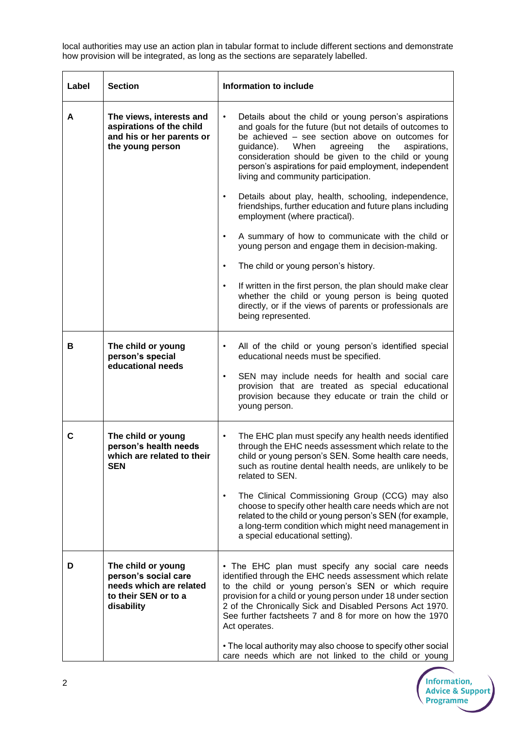local authorities may use an action plan in tabular format to include different sections and demonstrate how provision will be integrated, as long as the sections are separately labelled.

| Label | Section | Information to include |
|---|---|---|
| A | **The views, interests and aspirations of the child and his or her parents or the young person** | • Details about the child or young person's aspirations and goals for the future (but not details of outcomes to be achieved – see section above on outcomes for guidance). When agreeing the aspirations, consideration should be given to the child or young person's aspirations for paid employment, independent living and community participation.<br>• Details about play, health, schooling, independence, friendships, further education and future plans including employment (where practical).<br>• A summary of how to communicate with the child or young person and engage them in decision-making.<br>• The child or young person's history.<br>• If written in the first person, the plan should make clear whether the child or young person is being quoted directly, or if the views of parents or professionals are being represented. |
| B | **The child or young person's special educational needs** | • All of the child or young person's identified special educational needs must be specified.<br>• SEN may include needs for health and social care provision that are treated as special educational provision because they educate or train the child or young person. |
| C | **The child or young person's health needs which are related to their SEN** | • The EHC plan must specify any health needs identified through the EHC needs assessment which relate to the child or young person's SEN. Some health care needs, such as routine dental health needs, are unlikely to be related to SEN.<br>• The Clinical Commissioning Group (CCG) may also choose to specify other health care needs which are not related to the child or young person's SEN (for example, a long-term condition which might need management in a special educational setting). |
| D | **The child or young person's social care needs which are related to their SEN or to a disability** | • The EHC plan must specify any social care needs identified through the EHC needs assessment which relate to the child or young person's SEN or which require provision for a child or young person under 18 under section 2 of the Chronically Sick and Disabled Persons Act 1970. See further factsheets 7 and 8 for more on how the 1970 Act operates.<br>• The local authority may also choose to specify other social care needs which are not linked to the child or young |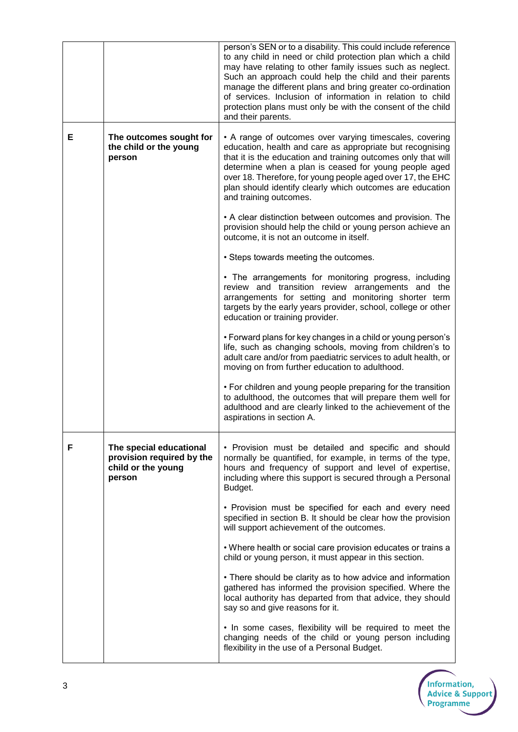| | | |
|---|---|---|
| | | person's SEN or to a disability. This could include reference to any child in need or child protection plan which a child may have relating to other family issues such as neglect. Such an approach could help the child and their parents manage the different plans and bring greater co-ordination of services. Inclusion of information in relation to child protection plans must only be with the consent of the child and their parents. |
| **E** | **The outcomes sought for the child or the young person** | • A range of outcomes over varying timescales, covering education, health and care as appropriate but recognising that it is the education and training outcomes only that will determine when a plan is ceased for young people aged over 18. Therefore, for young people aged over 17, the EHC plan should identify clearly which outcomes are education and training outcomes.<br><br>• A clear distinction between outcomes and provision. The provision should help the child or young person achieve an outcome, it is not an outcome in itself.<br><br>• Steps towards meeting the outcomes.<br><br>• The arrangements for monitoring progress, including review and transition review arrangements and the arrangements for setting and monitoring shorter term targets by the early years provider, school, college or other education or training provider.<br><br>• Forward plans for key changes in a child or young person's life, such as changing schools, moving from children's to adult care and/or from paediatric services to adult health, or moving on from further education to adulthood.<br><br>• For children and young people preparing for the transition to adulthood, the outcomes that will prepare them well for adulthood and are clearly linked to the achievement of the aspirations in section A. |
| **F** | **The special educational provision required by the child or the young person** | • Provision must be detailed and specific and should normally be quantified, for example, in terms of the type, hours and frequency of support and level of expertise, including where this support is secured through a Personal Budget.<br><br>• Provision must be specified for each and every need specified in section B. It should be clear how the provision will support achievement of the outcomes.<br><br>• Where health or social care provision educates or trains a child or young person, it must appear in this section.<br><br>• There should be clarity as to how advice and information gathered has informed the provision specified. Where the local authority has departed from that advice, they should say so and give reasons for it.<br><br>• In some cases, flexibility will be required to meet the changing needs of the child or young person including flexibility in the use of a Personal Budget. |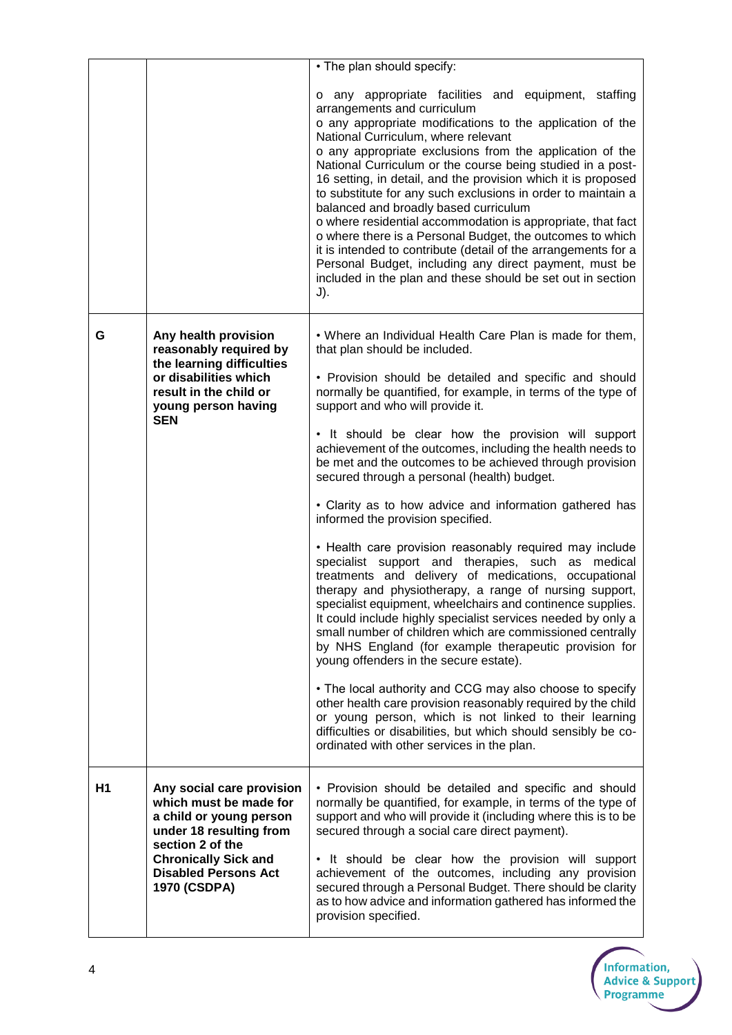| | | |
|---|---|---|
| | | • The plan should specify:<br><br>o any appropriate facilities and equipment, staffing arrangements and curriculum<br>o any appropriate modifications to the application of the National Curriculum, where relevant<br>o any appropriate exclusions from the application of the National Curriculum or the course being studied in a post-16 setting, in detail, and the provision which it is proposed to substitute for any such exclusions in order to maintain a balanced and broadly based curriculum<br>o where residential accommodation is appropriate, that fact<br>o where there is a Personal Budget, the outcomes to which it is intended to contribute (detail of the arrangements for a Personal Budget, including any direct payment, must be included in the plan and these should be set out in section J). |
| **G** | **Any health provision reasonably required by the learning difficulties or disabilities which result in the child or young person having SEN** | • Where an Individual Health Care Plan is made for them, that plan should be included.<br><br>• Provision should be detailed and specific and should normally be quantified, for example, in terms of the type of support and who will provide it.<br><br>• It should be clear how the provision will support achievement of the outcomes, including the health needs to be met and the outcomes to be achieved through provision secured through a personal (health) budget.<br><br>• Clarity as to how advice and information gathered has informed the provision specified.<br><br>• Health care provision reasonably required may include specialist support and therapies, such as medical treatments and delivery of medications, occupational therapy and physiotherapy, a range of nursing support, specialist equipment, wheelchairs and continence supplies. It could include highly specialist services needed by only a small number of children which are commissioned centrally by NHS England (for example therapeutic provision for young offenders in the secure estate).<br><br>• The local authority and CCG may also choose to specify other health care provision reasonably required by the child or young person, which is not linked to their learning difficulties or disabilities, but which should sensibly be co-ordinated with other services in the plan. |
| **H1** | **Any social care provision which must be made for a child or young person under 18 resulting from section 2 of the Chronically Sick and Disabled Persons Act 1970 (CSDPA)** | • Provision should be detailed and specific and should normally be quantified, for example, in terms of the type of support and who will provide it (including where this is to be secured through a social care direct payment).<br><br>• It should be clear how the provision will support achievement of the outcomes, including any provision secured through a Personal Budget. There should be clarity as to how advice and information gathered has informed the provision specified. |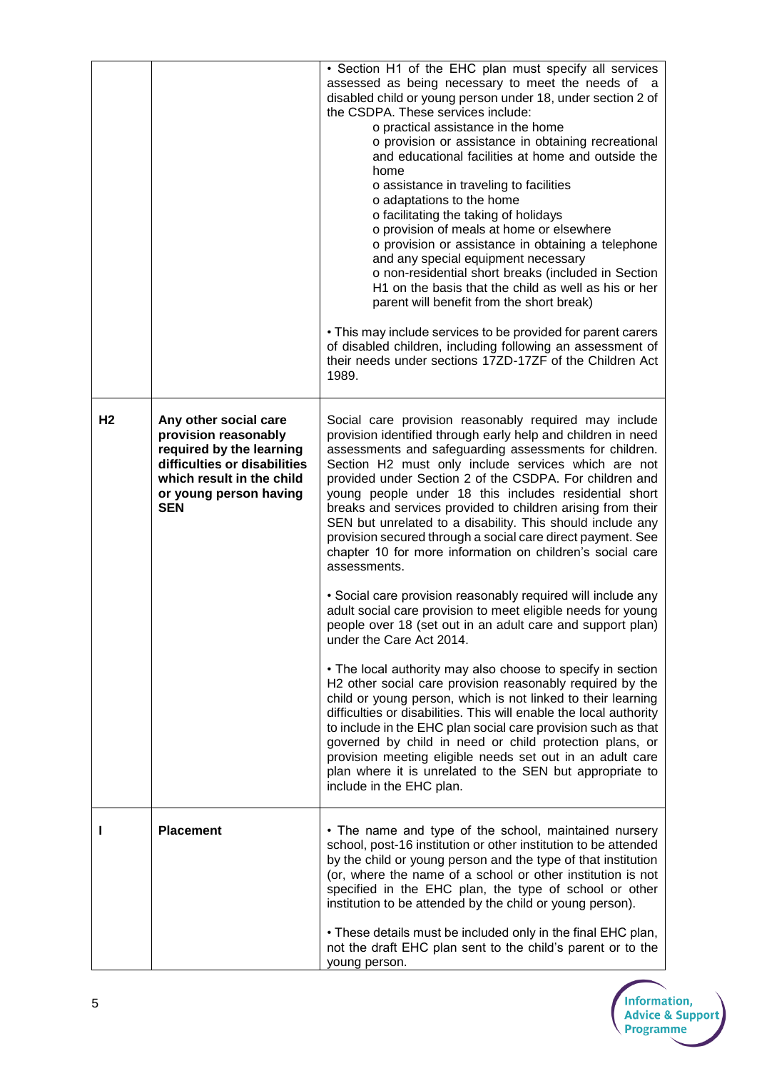| | | |
|---|---|---|
| | | • Section H1 of the EHC plan must specify all services assessed as being necessary to meet the needs of a disabled child or young person under 18, under section 2 of the CSDPA. These services include:<br>o practical assistance in the home<br>o provision or assistance in obtaining recreational and educational facilities at home and outside the home<br>o assistance in traveling to facilities<br>o adaptations to the home<br>o facilitating the taking of holidays<br>o provision of meals at home or elsewhere<br>o provision or assistance in obtaining a telephone and any special equipment necessary<br>o non-residential short breaks (included in Section H1 on the basis that the child as well as his or her parent will benefit from the short break)<br><br>• This may include services to be provided for parent carers of disabled children, including following an assessment of their needs under sections 17ZD-17ZF of the Children Act 1989. |
| **H2** | **Any other social care provision reasonably required by the learning difficulties or disabilities which result in the child or young person having SEN** | Social care provision reasonably required may include provision identified through early help and children in need assessments and safeguarding assessments for children. Section H2 must only include services which are not provided under Section 2 of the CSDPA. For children and young people under 18 this includes residential short breaks and services provided to children arising from their SEN but unrelated to a disability. This should include any provision secured through a social care direct payment. See chapter 10 for more information on children's social care assessments.<br><br>• Social care provision reasonably required will include any adult social care provision to meet eligible needs for young people over 18 (set out in an adult care and support plan) under the Care Act 2014.<br><br>• The local authority may also choose to specify in section H2 other social care provision reasonably required by the child or young person, which is not linked to their learning difficulties or disabilities. This will enable the local authority to include in the EHC plan social care provision such as that governed by child in need or child protection plans, or provision meeting eligible needs set out in an adult care plan where it is unrelated to the SEN but appropriate to include in the EHC plan. |
| **I** | **Placement** | • The name and type of the school, maintained nursery school, post-16 institution or other institution to be attended by the child or young person and the type of that institution (or, where the name of a school or other institution is not specified in the EHC plan, the type of school or other institution to be attended by the child or young person).<br><br>• These details must be included only in the final EHC plan, not the draft EHC plan sent to the child's parent or to the young person. |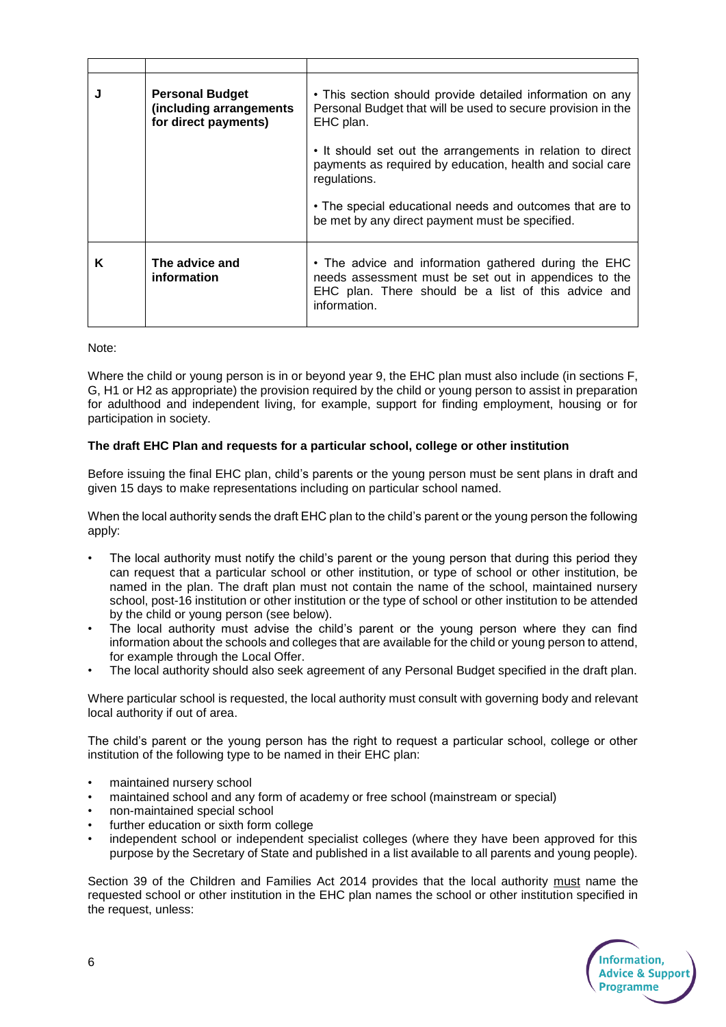| | | |
|---|---|---|
| **J** | **Personal Budget (including arrangements for direct payments)** | • This section should provide detailed information on any Personal Budget that will be used to secure provision in the EHC plan.<br><br>• It should set out the arrangements in relation to direct payments as required by education, health and social care regulations.<br><br>• The special educational needs and outcomes that are to be met by any direct payment must be specified. |
| **K** | **The advice and information** | • The advice and information gathered during the EHC needs assessment must be set out in appendices to the EHC plan. There should be a list of this advice and information. |

Note:

Where the child or young person is in or beyond year 9, the EHC plan must also include (in sections F, G, H1 or H2 as appropriate) the provision required by the child or young person to assist in preparation for adulthood and independent living, for example, support for finding employment, housing or for participation in society.

**The draft EHC Plan and requests for a particular school, college or other institution**

Before issuing the final EHC plan, child's parents or the young person must be sent plans in draft and given 15 days to make representations including on particular school named.

When the local authority sends the draft EHC plan to the child's parent or the young person the following apply:

- The local authority must notify the child's parent or the young person that during this period they can request that a particular school or other institution, or type of school or other institution, be named in the plan. The draft plan must not contain the name of the school, maintained nursery school, post-16 institution or other institution or the type of school or other institution to be attended by the child or young person (see below).
- The local authority must advise the child's parent or the young person where they can find information about the schools and colleges that are available for the child or young person to attend, for example through the Local Offer.
- The local authority should also seek agreement of any Personal Budget specified in the draft plan.

Where particular school is requested, the local authority must consult with governing body and relevant local authority if out of area.

The child's parent or the young person has the right to request a particular school, college or other institution of the following type to be named in their EHC plan:

- maintained nursery school
- maintained school and any form of academy or free school (mainstream or special)
- non-maintained special school
- further education or sixth form college
- independent school or independent specialist colleges (where they have been approved for this purpose by the Secretary of State and published in a list available to all parents and young people).

Section 39 of the Children and Families Act 2014 provides that the local authority must name the requested school or other institution in the EHC plan names the school or other institution specified in the request, unless: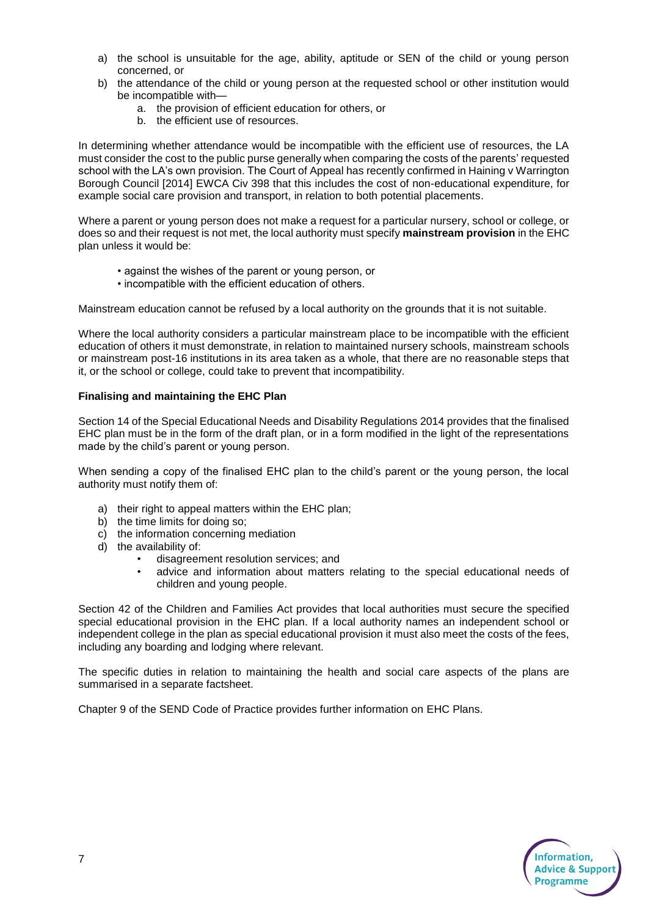a) the school is unsuitable for the age, ability, aptitude or SEN of the child or young person concerned, or
b) the attendance of the child or young person at the requested school or other institution would be incompatible with—
    a. the provision of efficient education for others, or
    b. the efficient use of resources.

In determining whether attendance would be incompatible with the efficient use of resources, the LA must consider the cost to the public purse generally when comparing the costs of the parents' requested school with the LA's own provision. The Court of Appeal has recently confirmed in Haining v Warrington Borough Council [2014] EWCA Civ 398 that this includes the cost of non-educational expenditure, for example social care provision and transport, in relation to both potential placements.

Where a parent or young person does not make a request for a particular nursery, school or college, or does so and their request is not met, the local authority must specify **mainstream provision** in the EHC plan unless it would be:

- against the wishes of the parent or young person, or
- incompatible with the efficient education of others.

Mainstream education cannot be refused by a local authority on the grounds that it is not suitable.

Where the local authority considers a particular mainstream place to be incompatible with the efficient education of others it must demonstrate, in relation to maintained nursery schools, mainstream schools or mainstream post-16 institutions in its area taken as a whole, that there are no reasonable steps that it, or the school or college, could take to prevent that incompatibility.

**Finalising and maintaining the EHC Plan**

Section 14 of the Special Educational Needs and Disability Regulations 2014 provides that the finalised EHC plan must be in the form of the draft plan, or in a form modified in the light of the representations made by the child's parent or young person.

When sending a copy of the finalised EHC plan to the child's parent or the young person, the local authority must notify them of:

a) their right to appeal matters within the EHC plan;
b) the time limits for doing so;
c) the information concerning mediation
d) the availability of:
    - disagreement resolution services; and
    - advice and information about matters relating to the special educational needs of children and young people.

Section 42 of the Children and Families Act provides that local authorities must secure the specified special educational provision in the EHC plan. If a local authority names an independent school or independent college in the plan as special educational provision it must also meet the costs of the fees, including any boarding and lodging where relevant.

The specific duties in relation to maintaining the health and social care aspects of the plans are summarised in a separate factsheet.

Chapter 9 of the SEND Code of Practice provides further information on EHC Plans.